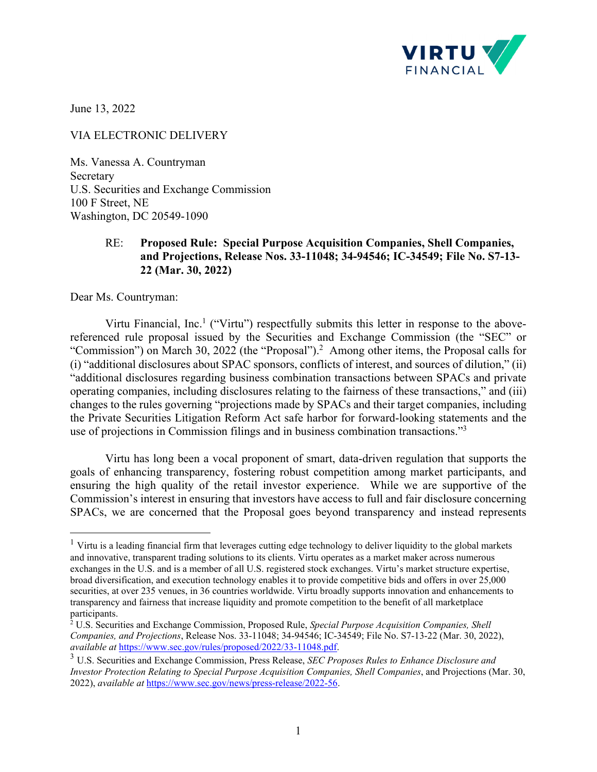VIRTU FINANCIAL

June 13, 2022

VIA ELECTRONIC DELIVERY

Ms. Vanessa A. Countryman  
Secretary  
U.S. Securities and Exchange Commission  
100 F Street, NE  
Washington, DC 20549-1090

RE: **Proposed Rule: Special Purpose Acquisition Companies, Shell Companies, and Projections, Release Nos. 33-11048; 34-94546; IC-34549; File No. S7-13-22 (Mar. 30, 2022)**

Dear Ms. Countryman:

Virtu Financial, Inc.[1] ("Virtu") respectfully submits this letter in response to the above-referenced rule proposal issued by the Securities and Exchange Commission (the "SEC" or "Commission") on March 30, 2022 (the "Proposal").[2] Among other items, the Proposal calls for (i) "additional disclosures about SPAC sponsors, conflicts of interest, and sources of dilution," (ii) "additional disclosures regarding business combination transactions between SPACs and private operating companies, including disclosures relating to the fairness of these transactions," and (iii) changes to the rules governing "projections made by SPACs and their target companies, including the Private Securities Litigation Reform Act safe harbor for forward-looking statements and the use of projections in Commission filings and in business combination transactions."[3]

Virtu has long been a vocal proponent of smart, data-driven regulation that supports the goals of enhancing transparency, fostering robust competition among market participants, and ensuring the high quality of the retail investor experience. While we are supportive of the Commission's interest in ensuring that investors have access to full and fair disclosure concerning SPACs, we are concerned that the Proposal goes beyond transparency and instead represents

---

[1] Virtu is a leading financial firm that leverages cutting edge technology to deliver liquidity to the global markets and innovative, transparent trading solutions to its clients. Virtu operates as a market maker across numerous exchanges in the U.S. and is a member of all U.S. registered stock exchanges. Virtu's market structure expertise, broad diversification, and execution technology enables it to provide competitive bids and offers in over 25,000 securities, at over 235 venues, in 36 countries worldwide. Virtu broadly supports innovation and enhancements to transparency and fairness that increase liquidity and promote competition to the benefit of all marketplace participants.

[2] U.S. Securities and Exchange Commission, Proposed Rule, *Special Purpose Acquisition Companies, Shell Companies, and Projections*, Release Nos. 33-11048; 34-94546; IC-34549; File No. S7-13-22 (Mar. 30, 2022), *available at* https://www.sec.gov/rules/proposed/2022/33-11048.pdf.

[3] U.S. Securities and Exchange Commission, Press Release, *SEC Proposes Rules to Enhance Disclosure and Investor Protection Relating to Special Purpose Acquisition Companies, Shell Companies*, and Projections (Mar. 30, 2022), *available at* https://www.sec.gov/news/press-release/2022-56.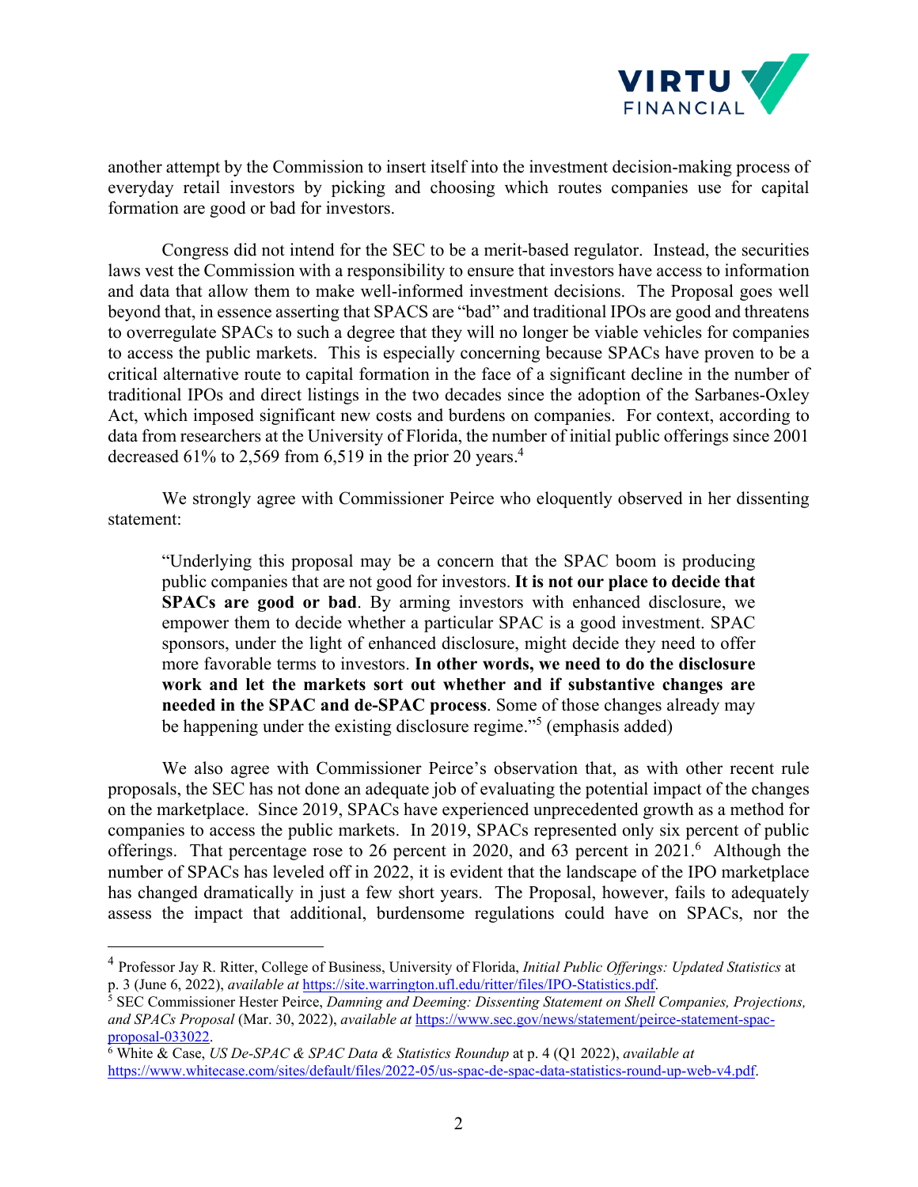another attempt by the Commission to insert itself into the investment decision-making process of everyday retail investors by picking and choosing which routes companies use for capital formation are good or bad for investors.

Congress did not intend for the SEC to be a merit-based regulator. Instead, the securities laws vest the Commission with a responsibility to ensure that investors have access to information and data that allow them to make well-informed investment decisions. The Proposal goes well beyond that, in essence asserting that SPACS are "bad" and traditional IPOs are good and threatens to overregulate SPACs to such a degree that they will no longer be viable vehicles for companies to access the public markets. This is especially concerning because SPACs have proven to be a critical alternative route to capital formation in the face of a significant decline in the number of traditional IPOs and direct listings in the two decades since the adoption of the Sarbanes-Oxley Act, which imposed significant new costs and burdens on companies. For context, according to data from researchers at the University of Florida, the number of initial public offerings since 2001 decreased 61% to 2,569 from 6,519 in the prior 20 years.[4]

We strongly agree with Commissioner Peirce who eloquently observed in her dissenting statement:

> "Underlying this proposal may be a concern that the SPAC boom is producing public companies that are not good for investors. **It is not our place to decide that SPACs are good or bad**. By arming investors with enhanced disclosure, we empower them to decide whether a particular SPAC is a good investment. SPAC sponsors, under the light of enhanced disclosure, might decide they need to offer more favorable terms to investors. **In other words, we need to do the disclosure work and let the markets sort out whether and if substantive changes are needed in the SPAC and de-SPAC process**. Some of those changes already may be happening under the existing disclosure regime."[5] (emphasis added)

We also agree with Commissioner Peirce's observation that, as with other recent rule proposals, the SEC has not done an adequate job of evaluating the potential impact of the changes on the marketplace. Since 2019, SPACs have experienced unprecedented growth as a method for companies to access the public markets. In 2019, SPACs represented only six percent of public offerings. That percentage rose to 26 percent in 2020, and 63 percent in 2021.[6] Although the number of SPACs has leveled off in 2022, it is evident that the landscape of the IPO marketplace has changed dramatically in just a few short years. The Proposal, however, fails to adequately assess the impact that additional, burdensome regulations could have on SPACs, nor the

---

[4] Professor Jay R. Ritter, College of Business, University of Florida, *Initial Public Offerings: Updated Statistics* at p. 3 (June 6, 2022), *available at* https://site.warrington.ufl.edu/ritter/files/IPO-Statistics.pdf.

[5] SEC Commissioner Hester Peirce, *Damning and Deeming: Dissenting Statement on Shell Companies, Projections, and SPACs Proposal* (Mar. 30, 2022), *available at* https://www.sec.gov/news/statement/peirce-statement-spac-proposal-033022.

[6] White & Case, *US De-SPAC & SPAC Data & Statistics Roundup* at p. 4 (Q1 2022), *available at* https://www.whitecase.com/sites/default/files/2022-05/us-spac-de-spac-data-statistics-round-up-web-v4.pdf.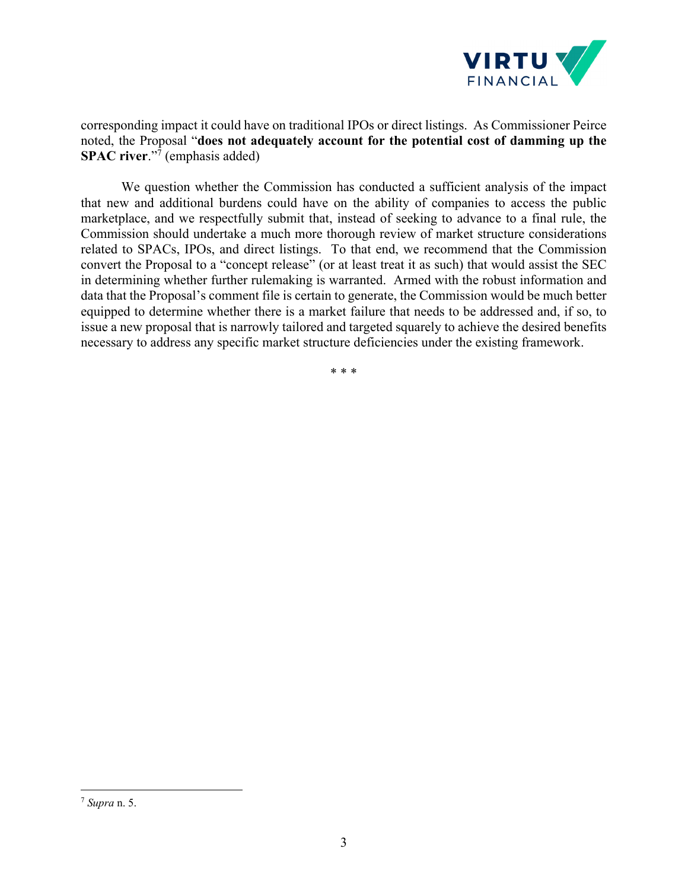corresponding impact it could have on traditional IPOs or direct listings. As Commissioner Peirce noted, the Proposal "**does not adequately account for the potential cost of damming up the SPAC river**."[7] (emphasis added)

We question whether the Commission has conducted a sufficient analysis of the impact that new and additional burdens could have on the ability of companies to access the public marketplace, and we respectfully submit that, instead of seeking to advance to a final rule, the Commission should undertake a much more thorough review of market structure considerations related to SPACs, IPOs, and direct listings. To that end, we recommend that the Commission convert the Proposal to a "concept release" (or at least treat it as such) that would assist the SEC in determining whether further rulemaking is warranted. Armed with the robust information and data that the Proposal's comment file is certain to generate, the Commission would be much better equipped to determine whether there is a market failure that needs to be addressed and, if so, to issue a new proposal that is narrowly tailored and targeted squarely to achieve the desired benefits necessary to address any specific market structure deficiencies under the existing framework.

\* \* \*

---

[7] *Supra* n. 5.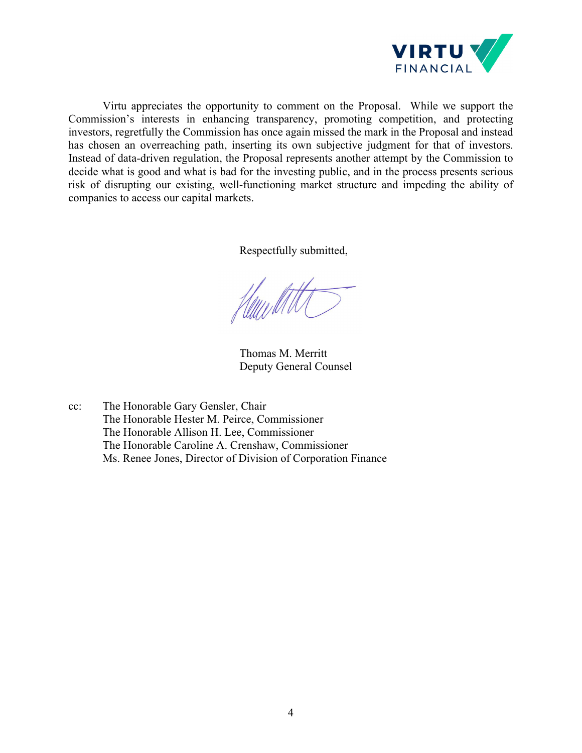Virtu appreciates the opportunity to comment on the Proposal. While we support the Commission's interests in enhancing transparency, promoting competition, and protecting investors, regretfully the Commission has once again missed the mark in the Proposal and instead has chosen an overreaching path, inserting its own subjective judgment for that of investors. Instead of data-driven regulation, the Proposal represents another attempt by the Commission to decide what is good and what is bad for the investing public, and in the process presents serious risk of disrupting our existing, well-functioning market structure and impeding the ability of companies to access our capital markets.

Respectfully submitted,

Thomas M. Merritt
Deputy General Counsel

cc: The Honorable Gary Gensler, Chair
The Honorable Hester M. Peirce, Commissioner
The Honorable Allison H. Lee, Commissioner
The Honorable Caroline A. Crenshaw, Commissioner
Ms. Renee Jones, Director of Division of Corporation Finance